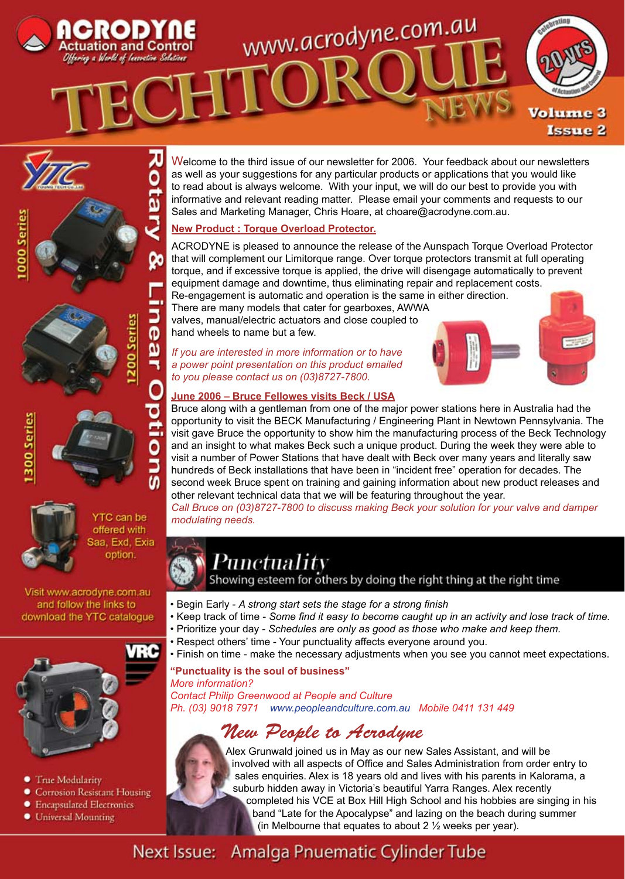# ACRODYNE Actuation and Control

*Offering a World of Innovative Solutions*

www.acrodyne.com.au

# TECHTORQUE NEWS

Celebrating 20 yrs of Actuation and Control

**Volume 3 Issue 2**

## Rotary & Linear Options

YTC

1000 Series

1200 Series

1300 Series

YTC can be offered with Saa, Exd, Exia option.

Visit www.acrodyne.com.au and follow the links to download the YTC catalogue

VRC

- True Modularity
- Corrosion Resistant Housing
- Encapsulated Electronics
- Universal Mounting

Welcome to the third issue of our newsletter for 2006. Your feedback about our newsletters as well as your suggestions for any particular products or applications that you would like to read about is always welcome. With your input, we will do our best to provide you with informative and relevant reading matter. Please email your comments and requests to our Sales and Marketing Manager, Chris Hoare, at choare@acrodyne.com.au.

## New Product : Torque Overload Protector.

ACRODYNE is pleased to announce the release of the Aunspach Torque Overload Protector that will complement our Limitorque range. Over torque protectors transmit at full operating torque, and if excessive torque is applied, the drive will disengage automatically to prevent equipment damage and downtime, thus eliminating repair and replacement costs. Re-engagement is automatic and operation is the same in either direction. There are many models that cater for gearboxes, AWWA valves, manual/electric actuators and close coupled to hand wheels to name but a few.

*If you are interested in more information or to have a power point presentation on this product emailed to you please contact us on (03)8727-7800.*

## June 2006 – Bruce Fellowes visits Beck / USA

Bruce along with a gentleman from one of the major power stations here in Australia had the opportunity to visit the BECK Manufacturing / Engineering Plant in Newtown Pennsylvania. The visit gave Bruce the opportunity to show him the manufacturing process of the Beck Technology and an insight to what makes Beck such a unique product. During the week they were able to visit a number of Power Stations that have dealt with Beck over many years and literally saw hundreds of Beck installations that have been in "incident free" operation for decades. The second week Bruce spent on training and gaining information about new product releases and other relevant technical data that we will be featuring throughout the year.

*Call Bruce on (03)8727-7800 to discuss making Beck your solution for your valve and damper modulating needs.*

## Punctuality

Showing esteem for others by doing the right thing at the right time

- Begin Early - *A strong start sets the stage for a strong finish*
- Keep track of time - *Some find it easy to become caught up in an activity and lose track of time.*
- Prioritize your day - *Schedules are only as good as those who make and keep them.*
- Respect others' time - Your punctuality affects everyone around you.
- Finish on time - make the necessary adjustments when you see you cannot meet expectations.

**"Punctuality is the soul of business"**

*More information?*
*Contact Philip Greenwood at People and Culture*
*Ph. (03) 9018 7971 www.peopleandculture.com.au Mobile 0411 131 449*

## New People to Acrodyne

Alex Grunwald joined us in May as our new Sales Assistant, and will be involved with all aspects of Office and Sales Administration from order entry to sales enquiries. Alex is 18 years old and lives with his parents in Kalorama, a suburb hidden away in Victoria's beautiful Yarra Ranges. Alex recently completed his VCE at Box Hill High School and his hobbies are singing in his band "Late for the Apocalypse" and lazing on the beach during summer (in Melbourne that equates to about 2 ½ weeks per year).

**Next Issue: Amalga Pnuematic Cylinder Tube**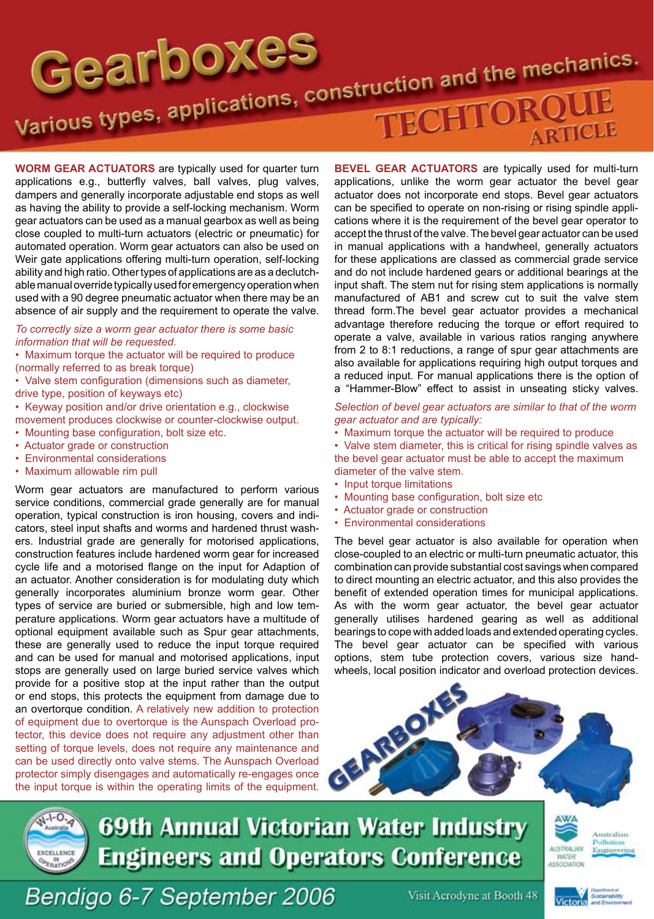# Gearboxes

## Various types, applications, construction and the mechanics.

TECHTORQUE ARTICLE

**WORM GEAR ACTUATORS** are typically used for quarter turn applications e.g., butterfly valves, ball valves, plug valves, dampers and generally incorporate adjustable end stops as well as having the ability to provide a self-locking mechanism. Worm gear actuators can be used as a manual gearbox as well as being close coupled to multi-turn actuators (electric or pneumatic) for automated operation. Worm gear actuators can also be used on Weir gate applications offering multi-turn operation, self-locking ability and high ratio. Other types of applications are as a declutchable manual override typically used for emergency operation when used with a 90 degree pneumatic actuator when there may be an absence of air supply and the requirement to operate the valve.

*To correctly size a worm gear actuator there is some basic information that will be requested.*

- Maximum torque the actuator will be required to produce (normally referred to as break torque)
- Valve stem configuration (dimensions such as diameter, drive type, position of keyways etc)
- Keyway position and/or drive orientation e.g., clockwise movement produces clockwise or counter-clockwise output.
- Mounting base configuration, bolt size etc.
- Actuator grade or construction
- Environmental considerations
- Maximum allowable rim pull

Worm gear actuators are manufactured to perform various service conditions, commercial grade generally are for manual operation, typical construction is iron housing, covers and indicators, steel input shafts and worms and hardened thrust washers. Industrial grade are generally for motorised applications, construction features include hardened worm gear for increased cycle life and a motorised flange on the input for Adaption of an actuator. Another consideration is for modulating duty which generally incorporates aluminium bronze worm gear. Other types of service are buried or submersible, high and low temperature applications. Worm gear actuators have a multitude of optional equipment available such as Spur gear attachments, these are generally used to reduce the input torque required and can be used for manual and motorised applications, input stops are generally used on large buried service valves which provide for a positive stop at the input rather than the output or end stops, this protects the equipment from damage due to an overtorque condition. A relatively new addition to protection of equipment due to overtorque is the Aunspach Overload protector, this device does not require any adjustment other than setting of torque levels, does not require any maintenance and can be used directly onto valve stems. The Aunspach Overload protector simply disengages and automatically re-engages once the input torque is within the operating limits of the equipment.

**BEVEL GEAR ACTUATORS** are typically used for multi-turn applications, unlike the worm gear actuator the bevel gear actuator does not incorporate end stops. Bevel gear actuators can be specified to operate on non-rising or rising spindle applications where it is the requirement of the bevel gear operator to accept the thrust of the valve. The bevel gear actuator can be used in manual applications with a handwheel, generally actuators for these applications are classed as commercial grade service and do not include hardened gears or additional bearings at the input shaft. The stem nut for rising stem applications is normally manufactured of AB1 and screw cut to suit the valve stem thread form.The bevel gear actuator provides a mechanical advantage therefore reducing the torque or effort required to operate a valve, available in various ratios ranging anywhere from 2 to 8:1 reductions, a range of spur gear attachments are also available for applications requiring high output torques and a reduced input. For manual applications there is the option of a "Hammer-Blow" effect to assist in unseating sticky valves.

*Selection of bevel gear actuators are similar to that of the worm gear actuator and are typically:*

- Maximum torque the actuator will be required to produce
- Valve stem diameter, this is critical for rising spindle valves as the bevel gear actuator must be able to accept the maximum diameter of the valve stem.
- Input torque limitations
- Mounting base configuration, bolt size etc
- Actuator grade or construction
- Environmental considerations

The bevel gear actuator is also available for operation when close-coupled to an electric or multi-turn pneumatic actuator, this combination can provide substantial cost savings when compared to direct mounting an electric actuator, and this also provides the benefit of extended operation times for municipal applications. As with the worm gear actuator, the bevel gear actuator generally utilises hardened gearing as well as additional bearings to cope with added loads and extended operating cycles. The bevel gear actuator can be specified with various options, stem tube protection covers, various size handwheels, local position indicator and overload protection devices.

GEARBOXES

**69th Annual Victorian Water Industry Engineers and Operators Conference**

Bendigo 6-7 September 2006

Visit Acrodyne at Booth 48